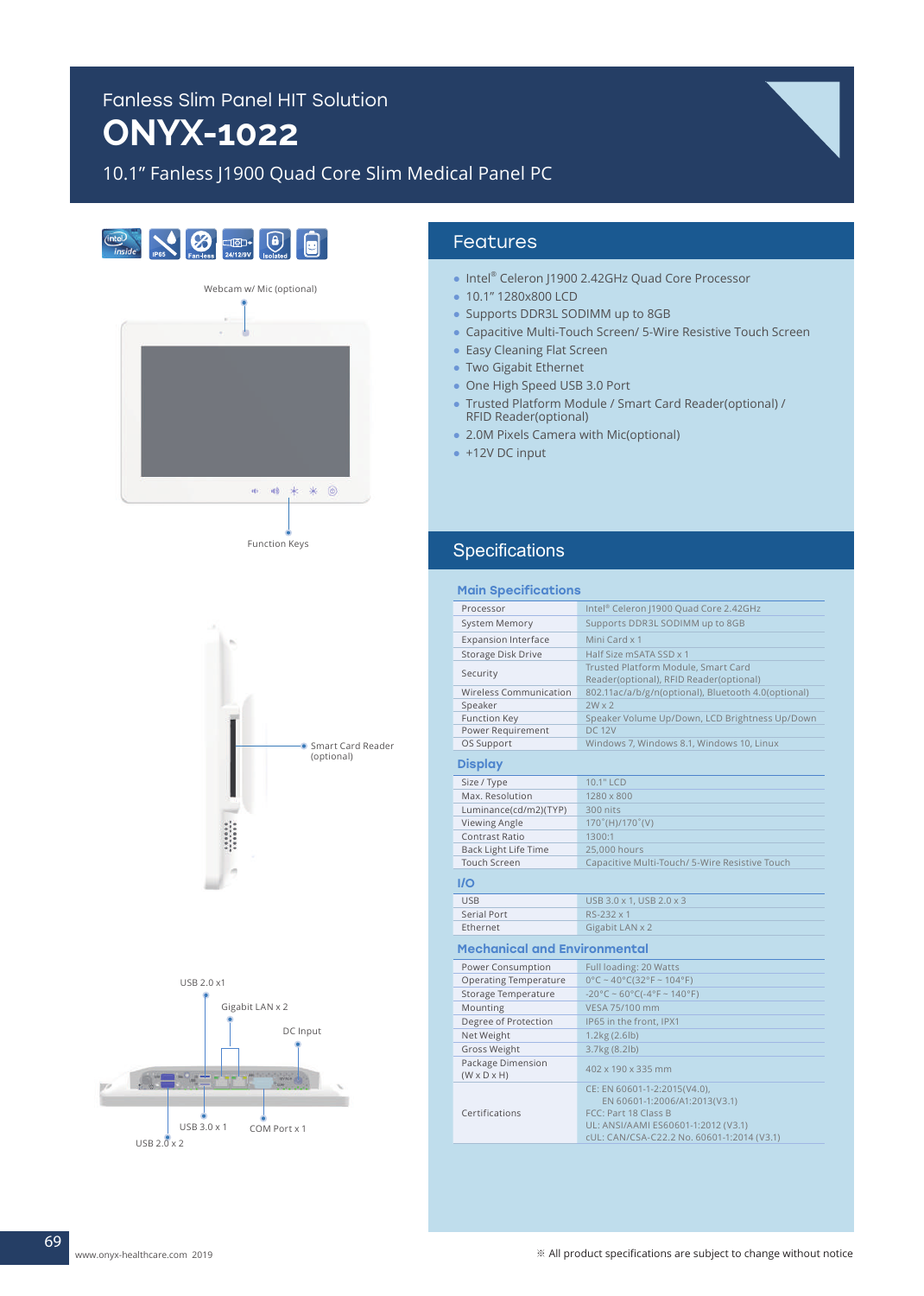Fanless Slim Panel HIT Solution

# ONYX-1022

10.1" Fanless J1900 Quad Core Slim Medical Panel PC

Webcam w/ Mic (optional)

Function Keys

Smart Card Reader (optional)

USB 2.0 x1

Gigabit LAN x 2

DC Input

USB 3.0 x 1

COM Port x 1

USB 2.0 x 2

## Features

- Intel® Celeron J1900 2.42GHz Quad Core Processor
- 10.1" 1280x800 LCD
- Supports DDR3L SODIMM up to 8GB
- Capacitive Multi-Touch Screen/ 5-Wire Resistive Touch Screen
- Easy Cleaning Flat Screen
- Two Gigabit Ethernet
- One High Speed USB 3.0 Port
- Trusted Platform Module / Smart Card Reader(optional) / RFID Reader(optional)
- 2.0M Pixels Camera with Mic(optional)
- +12V DC input

## Specifications

### Main Specifications

| | |
|---|---|
| Processor | Intel® Celeron J1900 Quad Core 2.42GHz |
| System Memory | Supports DDR3L SODIMM up to 8GB |
| Expansion Interface | Mini Card x 1 |
| Storage Disk Drive | Half Size mSATA SSD x 1 |
| Security | Trusted Platform Module, Smart Card Reader(optional), RFID Reader(optional) |
| Wireless Communication | 802.11ac/a/b/g/n(optional), Bluetooth 4.0(optional) |
| Speaker | 2W x 2 |
| Function Key | Speaker Volume Up/Down, LCD Brightness Up/Down |
| Power Requirement | DC 12V |
| OS Support | Windows 7, Windows 8.1, Windows 10, Linux |

### Display

| | |
|---|---|
| Size / Type | 10.1" LCD |
| Max. Resolution | 1280 x 800 |
| Luminance(cd/m2)(TYP) | 300 nits |
| Viewing Angle | 170˚(H)/170˚(V) |
| Contrast Ratio | 1300:1 |
| Back Light Life Time | 25,000 hours |
| Touch Screen | Capacitive Multi-Touch/ 5-Wire Resistive Touch |

### I/O

| | |
|---|---|
| USB | USB 3.0 x 1, USB 2.0 x 3 |
| Serial Port | RS-232 x 1 |
| Ethernet | Gigabit LAN x 2 |

### Mechanical and Environmental

| | |
|---|---|
| Power Consumption | Full loading: 20 Watts |
| Operating Temperature | 0°C ~ 40°C(32°F ~ 104°F) |
| Storage Temperature | -20°C ~ 60°C(-4°F ~ 140°F) |
| Mounting | VESA 75/100 mm |
| Degree of Protection | IP65 in the front, IPX1 |
| Net Weight | 1.2kg (2.6lb) |
| Gross Weight | 3.7kg (8.2lb) |
| Package Dimension (W x D x H) | 402 x 190 x 335 mm |
| Certifications | CE: EN 60601-1-2:2015(V4.0), EN 60601-1:2006/A1:2013(V3.1)<br>FCC: Part 18 Class B<br>UL: ANSI/AAMI ES60601-1:2012 (V3.1)<br>cUL: CAN/CSA-C22.2 No. 60601-1:2014 (V3.1) |

www.onyx-healthcare.com 2019

※ All product specifications are subject to change without notice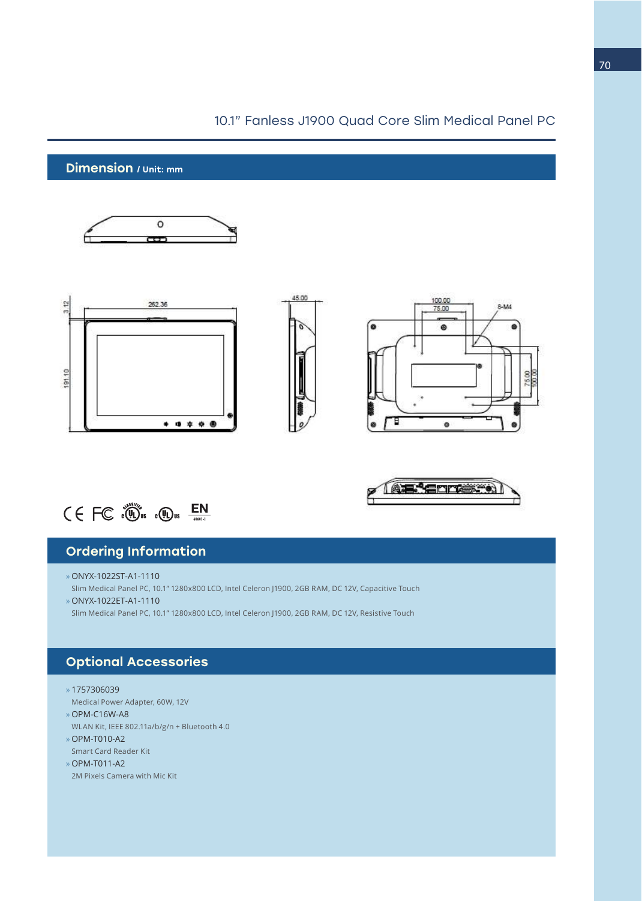10.1” Fanless J1900 Quad Core Slim Medical Panel PC

## Dimension / Unit: mm

262.36

3.12

191.10

45.00

100.00

75.00

8-M4

75.00

100.00

## Ordering Information

» ONYX-1022ST-A1-1110
Slim Medical Panel PC, 10.1" 1280x800 LCD, Intel Celeron J1900, 2GB RAM, DC 12V, Capacitive Touch

» ONYX-1022ET-A1-1110
Slim Medical Panel PC, 10.1" 1280x800 LCD, Intel Celeron J1900, 2GB RAM, DC 12V, Resistive Touch

## Optional Accessories

» 1757306039
Medical Power Adapter, 60W, 12V

» OPM-C16W-A8
WLAN Kit, IEEE 802.11a/b/g/n + Bluetooth 4.0

» OPM-T010-A2
Smart Card Reader Kit

» OPM-T011-A2
2M Pixels Camera with Mic Kit